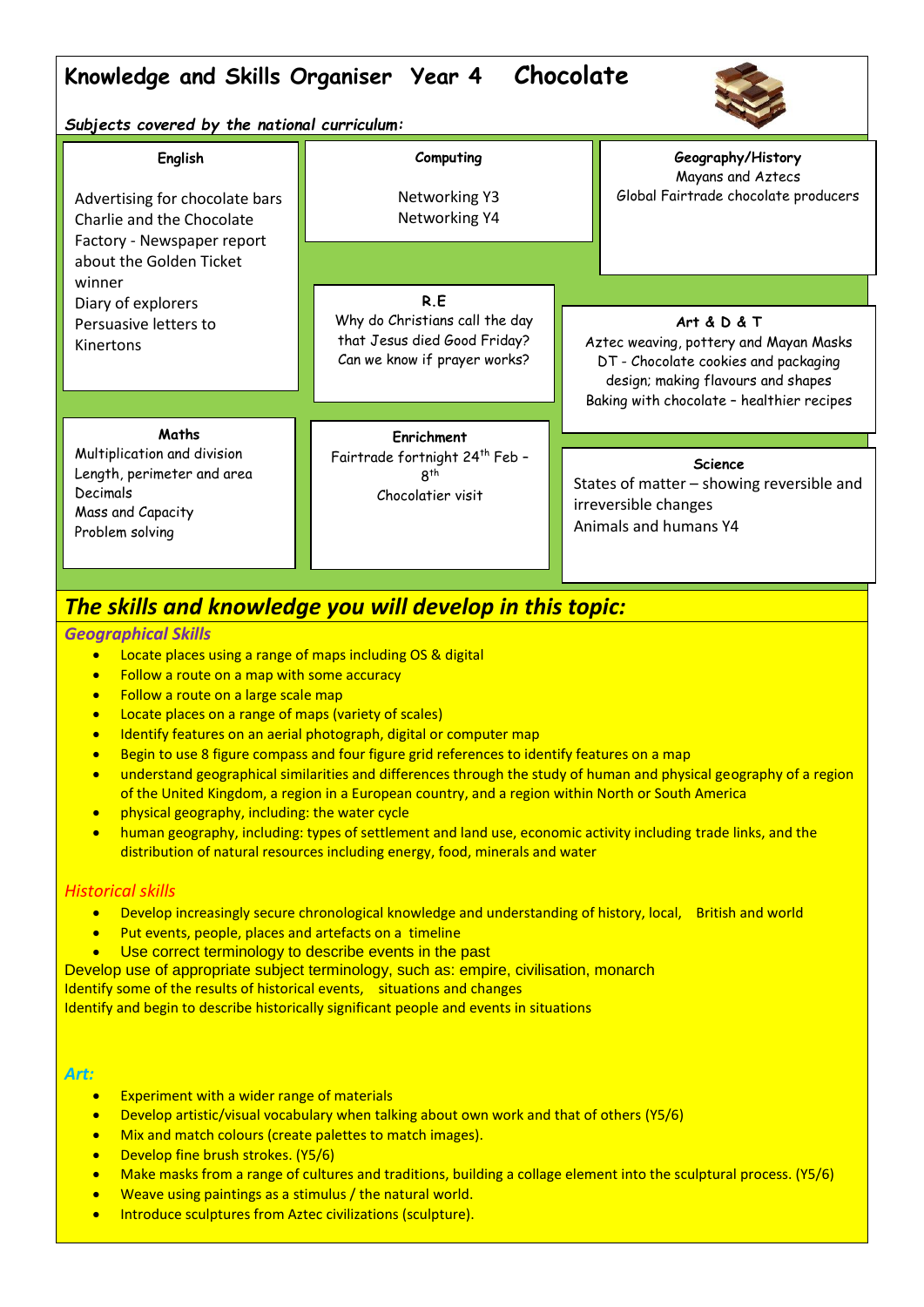# Knowledge and Skills Organiser Year 4 Chocolate

***Subjects covered by the national curriculum:***

**English**

Advertising for chocolate bars
Charlie and the Chocolate Factory - Newspaper report about the Golden Ticket winner
Diary of explorers
Persuasive letters to Kinertons

**Computing**

Networking Y3
Networking Y4

**Geography/History**

Mayans and Aztecs
Global Fairtrade chocolate producers

**R.E**

Why do Christians call the day that Jesus died Good Friday?
Can we know if prayer works?

**Art & D & T**

Aztec weaving, pottery and Mayan Masks
DT - Chocolate cookies and packaging design; making flavours and shapes
Baking with chocolate – healthier recipes

**Maths**

Multiplication and division
Length, perimeter and area
Decimals
Mass and Capacity
Problem solving

**Enrichment**

Fairtrade fortnight 24th Feb – 8th
Chocolatier visit

**Science**

States of matter – showing reversible and irreversible changes
Animals and humans Y4

## *The skills and knowledge you will develop in this topic:*

### *Geographical Skills*

- Locate places using a range of maps including OS & digital
- Follow a route on a map with some accuracy
- Follow a route on a large scale map
- Locate places on a range of maps (variety of scales)
- Identify features on an aerial photograph, digital or computer map
- Begin to use 8 figure compass and four figure grid references to identify features on a map
- understand geographical similarities and differences through the study of human and physical geography of a region of the United Kingdom, a region in a European country, and a region within North or South America
- physical geography, including: the water cycle
- human geography, including: types of settlement and land use, economic activity including trade links, and the distribution of natural resources including energy, food, minerals and water

### *Historical skills*

- Develop increasingly secure chronological knowledge and understanding of history, local, British and world
- Put events, people, places and artefacts on a timeline
- Use correct terminology to describe events in the past

Develop use of appropriate subject terminology, such as: empire, civilisation, monarch
Identify some of the results of historical events, situations and changes
Identify and begin to describe historically significant people and events in situations

### *Art:*

- Experiment with a wider range of materials
- Develop artistic/visual vocabulary when talking about own work and that of others (Y5/6)
- Mix and match colours (create palettes to match images).
- Develop fine brush strokes. (Y5/6)
- Make masks from a range of cultures and traditions, building a collage element into the sculptural process. (Y5/6)
- Weave using paintings as a stimulus / the natural world.
- Introduce sculptures from Aztec civilizations (sculpture).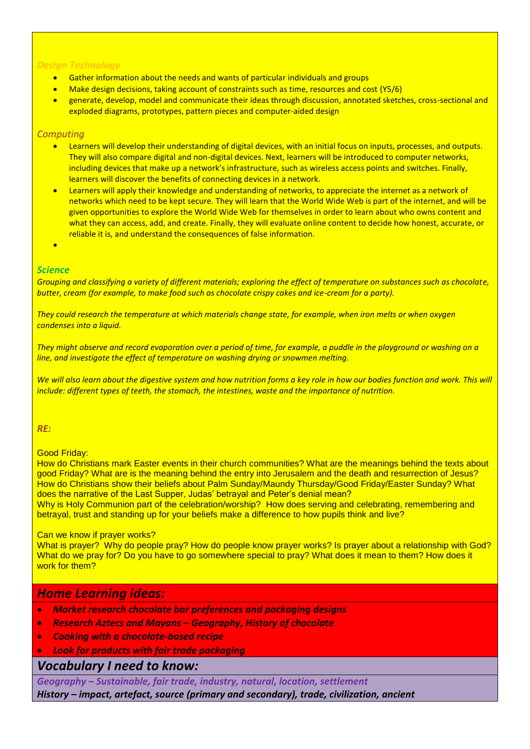### *Design Technology*

- Gather information about the needs and wants of particular individuals and groups
- Make design decisions, taking account of constraints such as time, resources and cost (Y5/6)
- generate, develop, model and communicate their ideas through discussion, annotated sketches, cross-sectional and exploded diagrams, prototypes, pattern pieces and computer-aided design

### *Computing*

- Learners will develop their understanding of digital devices, with an initial focus on inputs, processes, and outputs. They will also compare digital and non-digital devices. Next, learners will be introduced to computer networks, including devices that make up a network's infrastructure, such as wireless access points and switches. Finally, learners will discover the benefits of connecting devices in a network.
- Learners will apply their knowledge and understanding of networks, to appreciate the internet as a network of networks which need to be kept secure. They will learn that the World Wide Web is part of the internet, and will be given opportunities to explore the World Wide Web for themselves in order to learn about who owns content and what they can access, add, and create. Finally, they will evaluate online content to decide how honest, accurate, or reliable it is, and understand the consequences of false information.

### ***Science***

*Grouping and classifying a variety of different materials; exploring the effect of temperature on substances such as chocolate, butter, cream (for example, to make food such as chocolate crispy cakes and ice-cream for a party).*

*They could research the temperature at which materials change state, for example, when iron melts or when oxygen condenses into a liquid.*

*They might observe and record evaporation over a period of time, for example, a puddle in the playground or washing on a line, and investigate the effect of temperature on washing drying or snowmen melting.*

*We will also learn about the digestive system and how nutrition forms a key role in how our bodies function and work. This will include: different types of teeth, the stomach, the intestines, waste and the importance of nutrition.*

### ***RE:***

Good Friday:

How do Christians mark Easter events in their church communities? What are the meanings behind the texts about good Friday? What are is the meaning behind the entry into Jerusalem and the death and resurrection of Jesus? How do Christians show their beliefs about Palm Sunday/Maundy Thursday/Good Friday/Easter Sunday? What does the narrative of the Last Supper, Judas' betrayal and Peter's denial mean?

Why is Holy Communion part of the celebration/worship? How does serving and celebrating, remembering and betrayal, trust and standing up for your beliefs make a difference to how pupils think and live?

Can we know if prayer works?

What is prayer? Why do people pray? How do people know prayer works? Is prayer about a relationship with God? What do we pray for? Do you have to go somewhere special to pray? What does it mean to them? How does it work for them?

## *Home Learning ideas:*

- ***Market research chocolate bar preferences and packaging designs***
- ***Research Aztecs and Mayans – Geography, History of chocolate***
- ***Cooking with a chocolate-based recipe***
- ***Look for products with fair trade packaging***

## *Vocabulary I need to know:*

***Geography – Sustainable, fair trade, industry, natural, location, settlement***

***History – impact, artefact, source (primary and secondary), trade, civilization, ancient***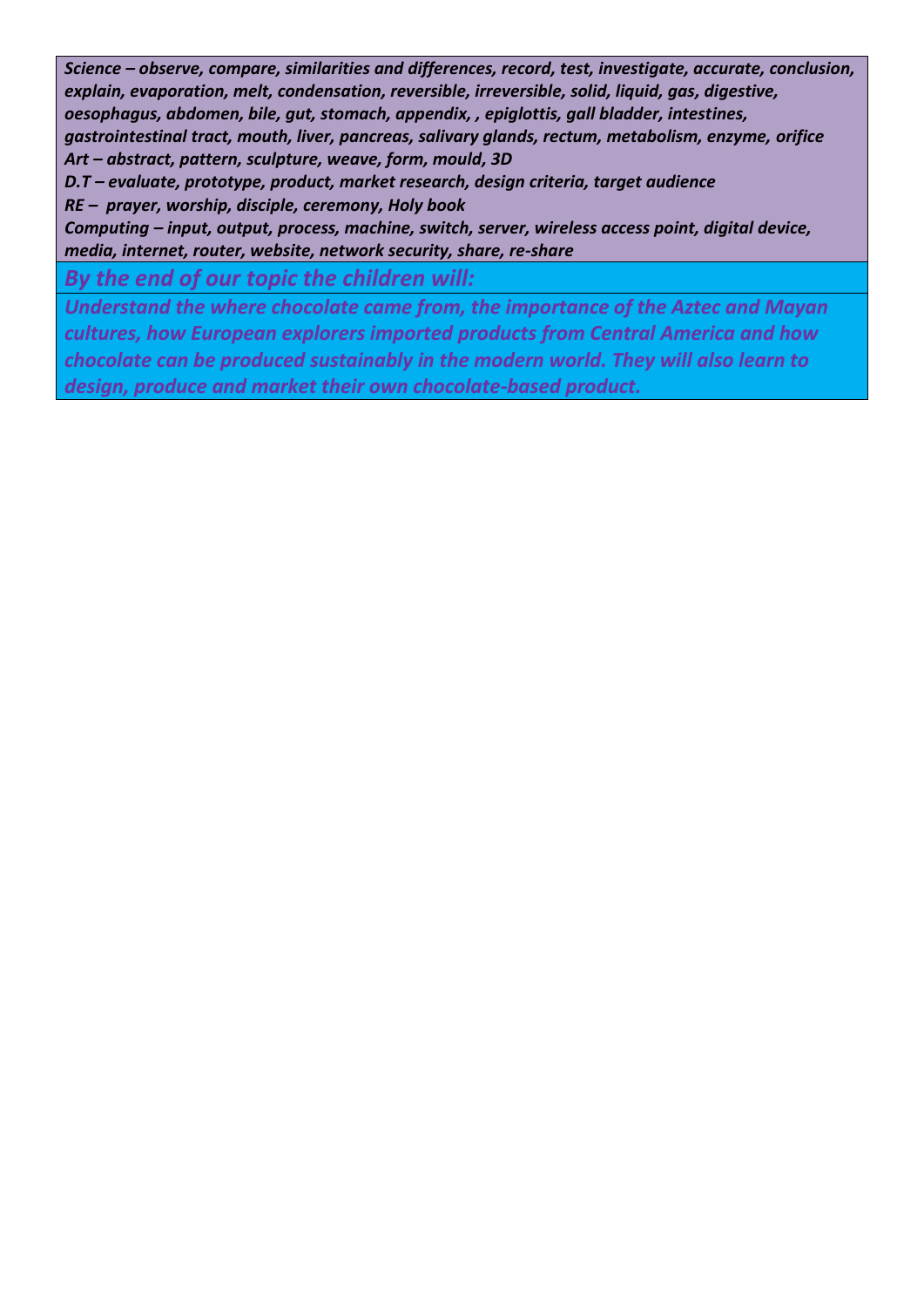*Science – observe, compare, similarities and differences, record, test, investigate, accurate, conclusion, explain, evaporation, melt, condensation, reversible, irreversible, solid, liquid, gas, digestive, oesophagus, abdomen, bile, gut, stomach, appendix, , epiglottis, gall bladder, intestines, gastrointestinal tract, mouth, liver, pancreas, salivary glands, rectum, metabolism, enzyme, orifice*
*Art – abstract, pattern, sculpture, weave, form, mould, 3D*
*D.T – evaluate, prototype, product, market research, design criteria, target audience*
*RE – prayer, worship, disciple, ceremony, Holy book*
*Computing – input, output, process, machine, switch, server, wireless access point, digital device, media, internet, router, website, network security, share, re-share*

***By the end of our topic the children will:***

***Understand the where chocolate came from, the importance of the Aztec and Mayan cultures, how European explorers imported products from Central America and how chocolate can be produced sustainably in the modern world. They will also learn to design, produce and market their own chocolate-based product.***